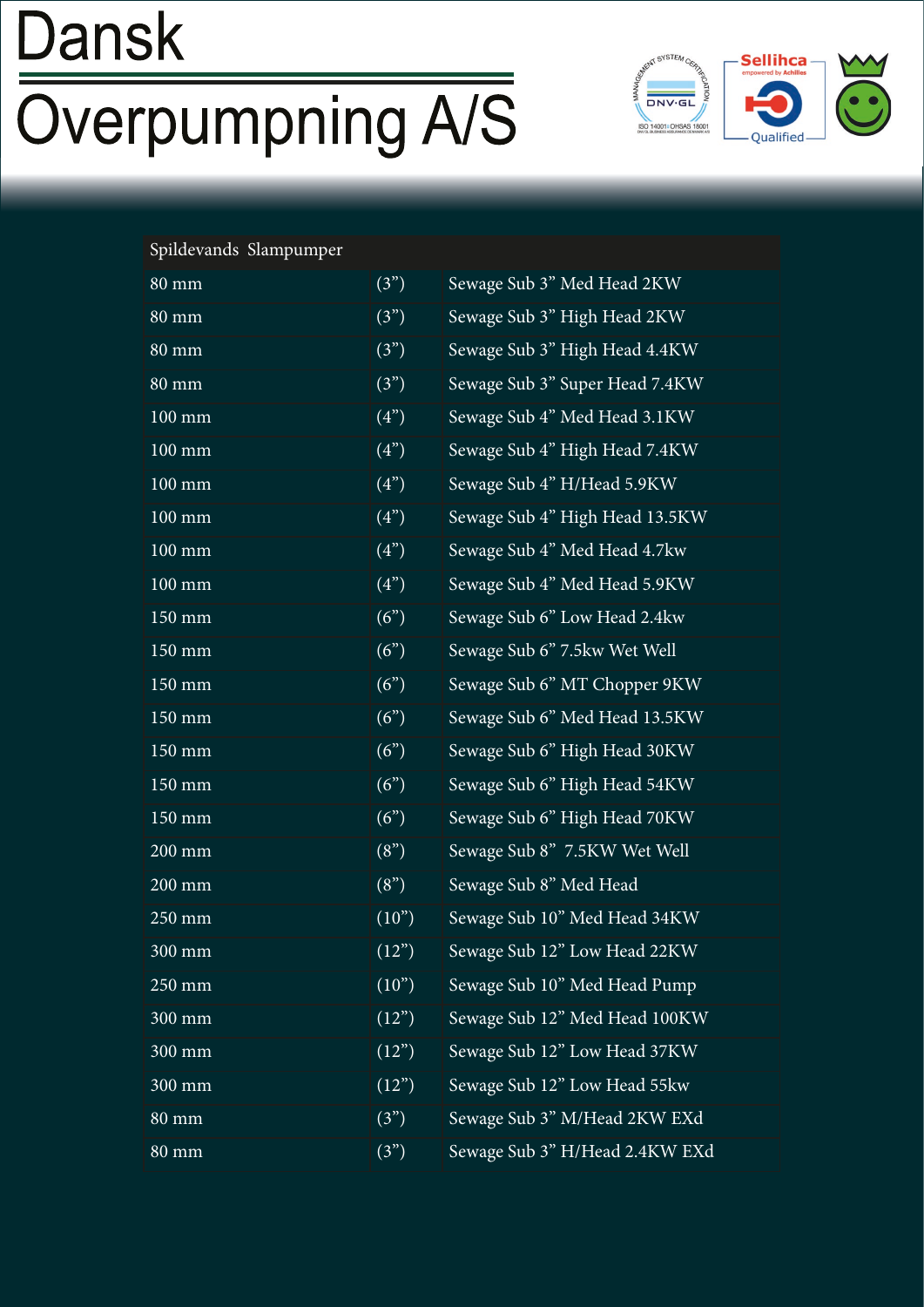# Dansk Overpumpning A/S

| Spildevands  Slampumper | | |
|---|---|---|
| 80 mm | (3”) | Sewage Sub 3” Med Head 2KW |
| 80 mm | (3”) | Sewage Sub 3” High Head 2KW |
| 80 mm | (3”) | Sewage Sub 3” High Head 4.4KW |
| 80 mm | (3”) | Sewage Sub 3” Super Head 7.4KW |
| 100 mm | (4”) | Sewage Sub 4” Med Head 3.1KW |
| 100 mm | (4”) | Sewage Sub 4” High Head 7.4KW |
| 100 mm | (4”) | Sewage Sub 4” H/Head 5.9KW |
| 100 mm | (4”) | Sewage Sub 4” High Head 13.5KW |
| 100 mm | (4”) | Sewage Sub 4” Med Head 4.7kw |
| 100 mm | (4”) | Sewage Sub 4” Med Head 5.9KW |
| 150 mm | (6”) | Sewage Sub 6” Low Head 2.4kw |
| 150 mm | (6”) | Sewage Sub 6” 7.5kw Wet Well |
| 150 mm | (6”) | Sewage Sub 6” MT Chopper 9KW |
| 150 mm | (6”) | Sewage Sub 6” Med Head 13.5KW |
| 150 mm | (6”) | Sewage Sub 6” High Head 30KW |
| 150 mm | (6”) | Sewage Sub 6” High Head 54KW |
| 150 mm | (6”) | Sewage Sub 6” High Head 70KW |
| 200 mm | (8”) | Sewage Sub 8”  7.5KW Wet Well |
| 200 mm | (8”) | Sewage Sub 8” Med Head |
| 250 mm | (10”) | Sewage Sub 10” Med Head 34KW |
| 300 mm | (12”) | Sewage Sub 12” Low Head 22KW |
| 250 mm | (10”) | Sewage Sub 10” Med Head Pump |
| 300 mm | (12”) | Sewage Sub 12” Med Head 100KW |
| 300 mm | (12”) | Sewage Sub 12” Low Head 37KW |
| 300 mm | (12”) | Sewage Sub 12” Low Head 55kw |
| 80 mm | (3”) | Sewage Sub 3” M/Head 2KW EXd |
| 80 mm | (3”) | Sewage Sub 3” H/Head 2.4KW EXd |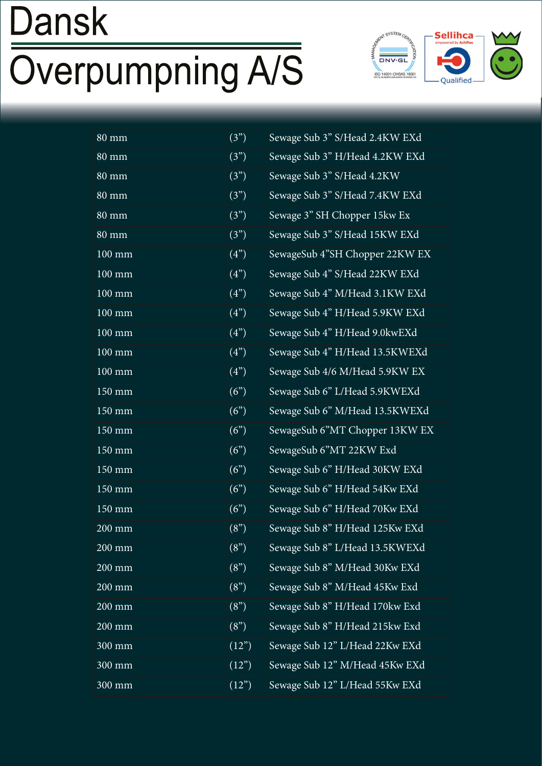# Dansk Overpumpning A/S

| | | |
|---|---|---|
| 80 mm | (3”) | Sewage Sub 3” S/Head 2.4KW EXd |
| 80 mm | (3”) | Sewage Sub 3” H/Head 4.2KW EXd |
| 80 mm | (3”) | Sewage Sub 3” S/Head 4.2KW |
| 80 mm | (3”) | Sewage Sub 3” S/Head 7.4KW EXd |
| 80 mm | (3”) | Sewage 3” SH Chopper 15kw Ex |
| 80 mm | (3”) | Sewage Sub 3” S/Head 15KW EXd |
| 100 mm | (4”) | SewageSub 4”SH Chopper 22KW EX |
| 100 mm | (4”) | Sewage Sub 4” S/Head 22KW EXd |
| 100 mm | (4”) | Sewage Sub 4” M/Head 3.1KW EXd |
| 100 mm | (4”) | Sewage Sub 4” H/Head 5.9KW EXd |
| 100 mm | (4”) | Sewage Sub 4” H/Head 9.0kwEXd |
| 100 mm | (4”) | Sewage Sub 4” H/Head 13.5KWEXd |
| 100 mm | (4”) | Sewage Sub 4/6 M/Head 5.9KW EX |
| 150 mm | (6”) | Sewage Sub 6” L/Head 5.9KWEXd |
| 150 mm | (6”) | Sewage Sub 6” M/Head 13.5KWEXd |
| 150 mm | (6”) | SewageSub 6”MT Chopper 13KW EX |
| 150 mm | (6”) | SewageSub 6”MT 22KW Exd |
| 150 mm | (6”) | Sewage Sub 6” H/Head 30KW EXd |
| 150 mm | (6”) | Sewage Sub 6” H/Head 54Kw EXd |
| 150 mm | (6”) | Sewage Sub 6” H/Head 70Kw EXd |
| 200 mm | (8”) | Sewage Sub 8” H/Head 125Kw EXd |
| 200 mm | (8”) | Sewage Sub 8” L/Head 13.5KWEXd |
| 200 mm | (8”) | Sewage Sub 8” M/Head 30Kw EXd |
| 200 mm | (8”) | Sewage Sub 8” M/Head 45Kw Exd |
| 200 mm | (8”) | Sewage Sub 8” H/Head 170kw Exd |
| 200 mm | (8”) | Sewage Sub 8” H/Head 215kw Exd |
| 300 mm | (12”) | Sewage Sub 12” L/Head 22Kw EXd |
| 300 mm | (12”) | Sewage Sub 12” M/Head 45Kw EXd |
| 300 mm | (12”) | Sewage Sub 12” L/Head 55Kw EXd |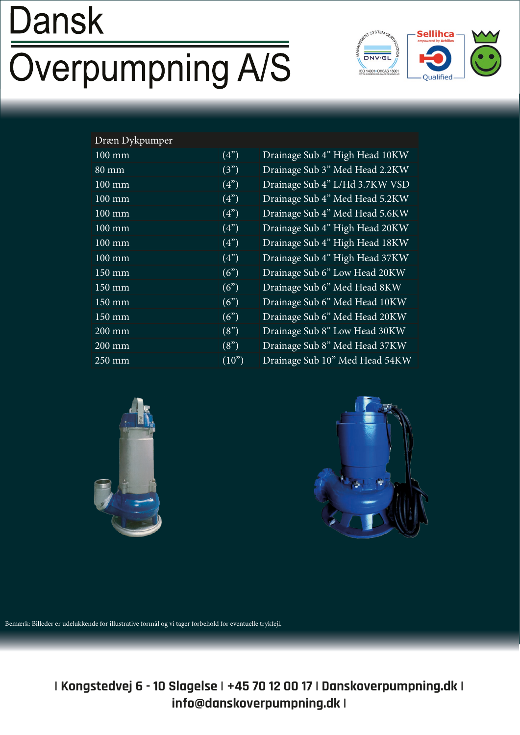# Dansk Overpumpning A/S

| Dræn Dykpumper | | |
|---|---|---|
| 100 mm | (4”) | Drainage Sub 4” High Head 10KW |
| 80 mm | (3”) | Drainage Sub 3” Med Head 2.2KW |
| 100 mm | (4”) | Drainage Sub 4” L/Hd 3.7KW VSD |
| 100 mm | (4”) | Drainage Sub 4” Med Head 5.2KW |
| 100 mm | (4”) | Drainage Sub 4” Med Head 5.6KW |
| 100 mm | (4”) | Drainage Sub 4” High Head 20KW |
| 100 mm | (4”) | Drainage Sub 4” High Head 18KW |
| 100 mm | (4”) | Drainage Sub 4” High Head 37KW |
| 150 mm | (6”) | Drainage Sub 6” Low Head 20KW |
| 150 mm | (6”) | Drainage Sub 6” Med Head 8KW |
| 150 mm | (6”) | Drainage Sub 6” Med Head 10KW |
| 150 mm | (6”) | Drainage Sub 6” Med Head 20KW |
| 200 mm | (8”) | Drainage Sub 8” Low Head 30KW |
| 200 mm | (8”) | Drainage Sub 8” Med Head 37KW |
| 250 mm | (10”) | Drainage Sub 10” Med Head 54KW |

Bemærk: Billeder er udelukkende for illustrative formål og vi tager forbehold for eventuelle trykfejl.

**I Kongstedvej 6 - 10 Slagelse I +45 70 12 00 17 I Danskoverpumpning.dk I info@danskoverpumpning.dk I**